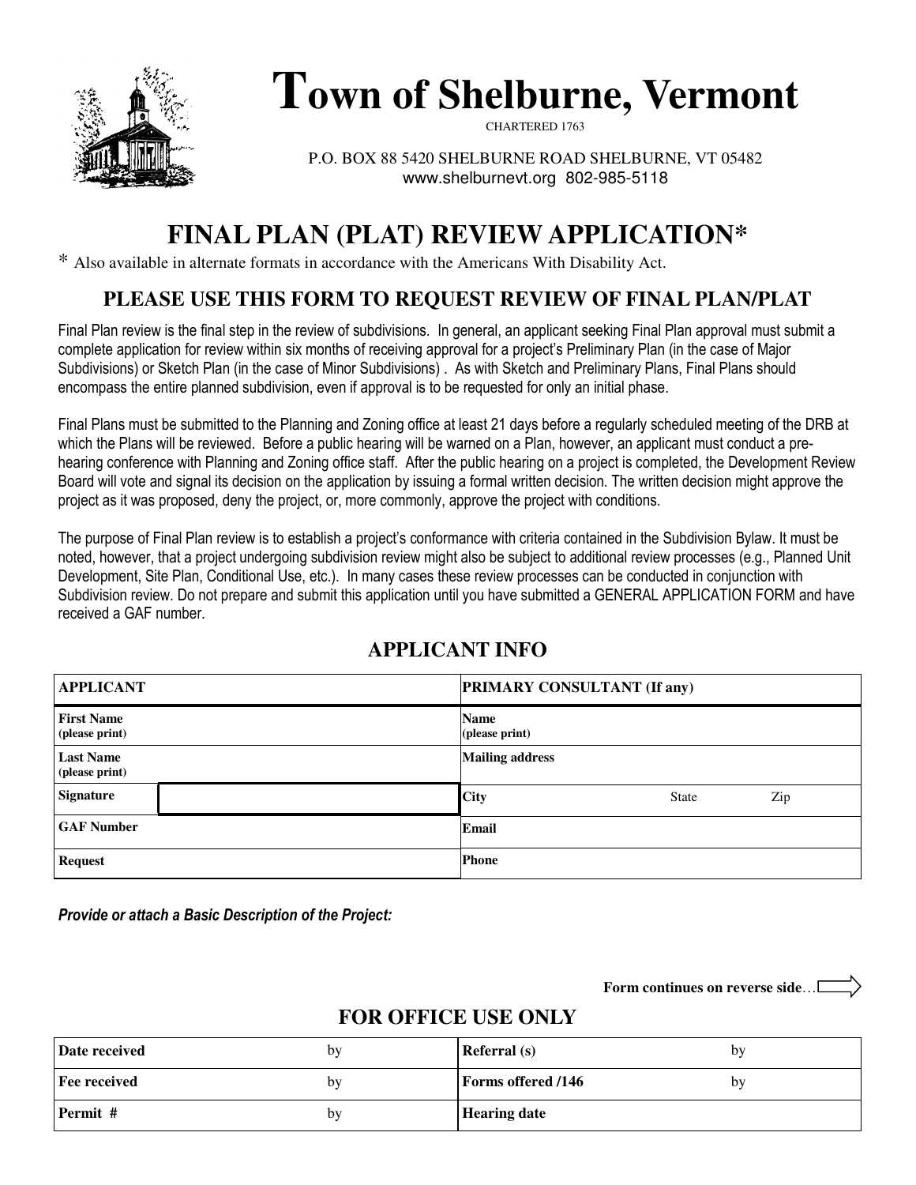# Town of Shelburne, Vermont

CHARTERED 1763

P.O. BOX 88 5420 SHELBURNE ROAD SHELBURNE, VT 05482
www.shelburnevt.org 802-985-5118

## FINAL PLAN (PLAT) REVIEW APPLICATION*

* Also available in alternate formats in accordance with the Americans With Disability Act.

### PLEASE USE THIS FORM TO REQUEST REVIEW OF FINAL PLAN/PLAT

Final Plan review is the final step in the review of subdivisions. In general, an applicant seeking Final Plan approval must submit a complete application for review within six months of receiving approval for a project's Preliminary Plan (in the case of Major Subdivisions) or Sketch Plan (in the case of Minor Subdivisions) . As with Sketch and Preliminary Plans, Final Plans should encompass the entire planned subdivision, even if approval is to be requested for only an initial phase.

Final Plans must be submitted to the Planning and Zoning office at least 21 days before a regularly scheduled meeting of the DRB at which the Plans will be reviewed. Before a public hearing will be warned on a Plan, however, an applicant must conduct a pre-hearing conference with Planning and Zoning office staff. After the public hearing on a project is completed, the Development Review Board will vote and signal its decision on the application by issuing a formal written decision. The written decision might approve the project as it was proposed, deny the project, or, more commonly, approve the project with conditions.

The purpose of Final Plan review is to establish a project's conformance with criteria contained in the Subdivision Bylaw. It must be noted, however, that a project undergoing subdivision review might also be subject to additional review processes (e.g., Planned Unit Development, Site Plan, Conditional Use, etc.). In many cases these review processes can be conducted in conjunction with Subdivision review. Do not prepare and submit this application until you have submitted a GENERAL APPLICATION FORM and have received a GAF number.

### APPLICANT INFO

| APPLICANT | | PRIMARY CONSULTANT (If any) |
|---|---|---|
| **First Name** (please print) | | **Name** (please print) |
| **Last Name** (please print) | | **Mailing address** |
| **Signature** | | **City** State Zip |
| **GAF Number** | | **Email** |
| **Request** | | **Phone** |

***Provide or attach a Basic Description of the Project:***

**Form continues on reverse side**…

### FOR OFFICE USE ONLY

| | | | |
|---|---|---|---|
| **Date received** | by | **Referral (s)** | by |
| **Fee received** | by | **Forms offered /146** | by |
| **Permit #** | by | **Hearing date** | |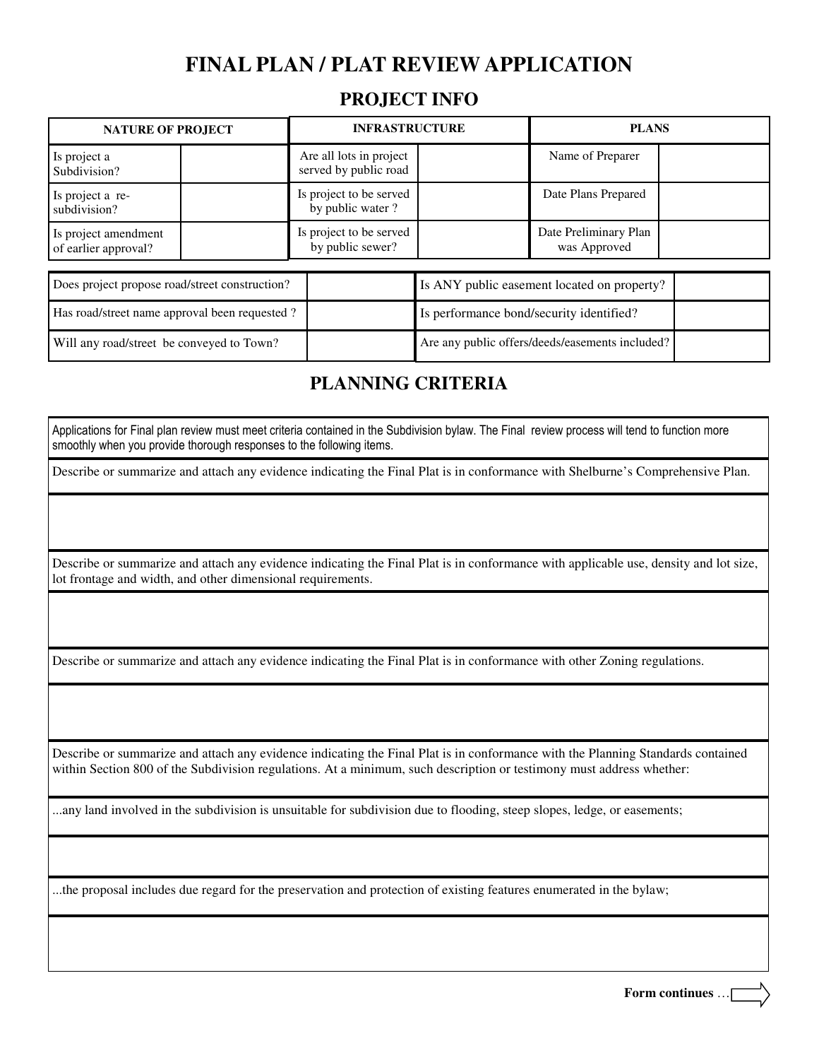# FINAL PLAN / PLAT REVIEW APPLICATION

## PROJECT INFO

| NATURE OF PROJECT | | INFRASTRUCTURE | | PLANS | |
|---|---|---|---|---|---|
| Is project a Subdivision? | | Are all lots in project served by public road | | Name of Preparer | |
| Is project a re-subdivision? | | Is project to be served by public water ? | | Date Plans Prepared | |
| Is project amendment of earlier approval? | | Is project to be served by public sewer? | | Date Preliminary Plan was Approved | |

| | | | |
|---|---|---|---|
| Does project propose road/street construction? | | Is ANY public easement located on property? | |
| Has road/street name approval been requested ? | | Is performance bond/security identified? | |
| Will any road/street be conveyed to Town? | | Are any public offers/deeds/easements included? | |

## PLANNING CRITERIA

Applications for Final plan review must meet criteria contained in the Subdivision bylaw. The Final review process will tend to function more smoothly when you provide thorough responses to the following items.

Describe or summarize and attach any evidence indicating the Final Plat is in conformance with Shelburne's Comprehensive Plan.

Describe or summarize and attach any evidence indicating the Final Plat is in conformance with applicable use, density and lot size, lot frontage and width, and other dimensional requirements.

Describe or summarize and attach any evidence indicating the Final Plat is in conformance with other Zoning regulations.

Describe or summarize and attach any evidence indicating the Final Plat is in conformance with the Planning Standards contained within Section 800 of the Subdivision regulations. At a minimum, such description or testimony must address whether:

...any land involved in the subdivision is unsuitable for subdivision due to flooding, steep slopes, ledge, or easements;

...the proposal includes due regard for the preservation and protection of existing features enumerated in the bylaw;

**Form continues** …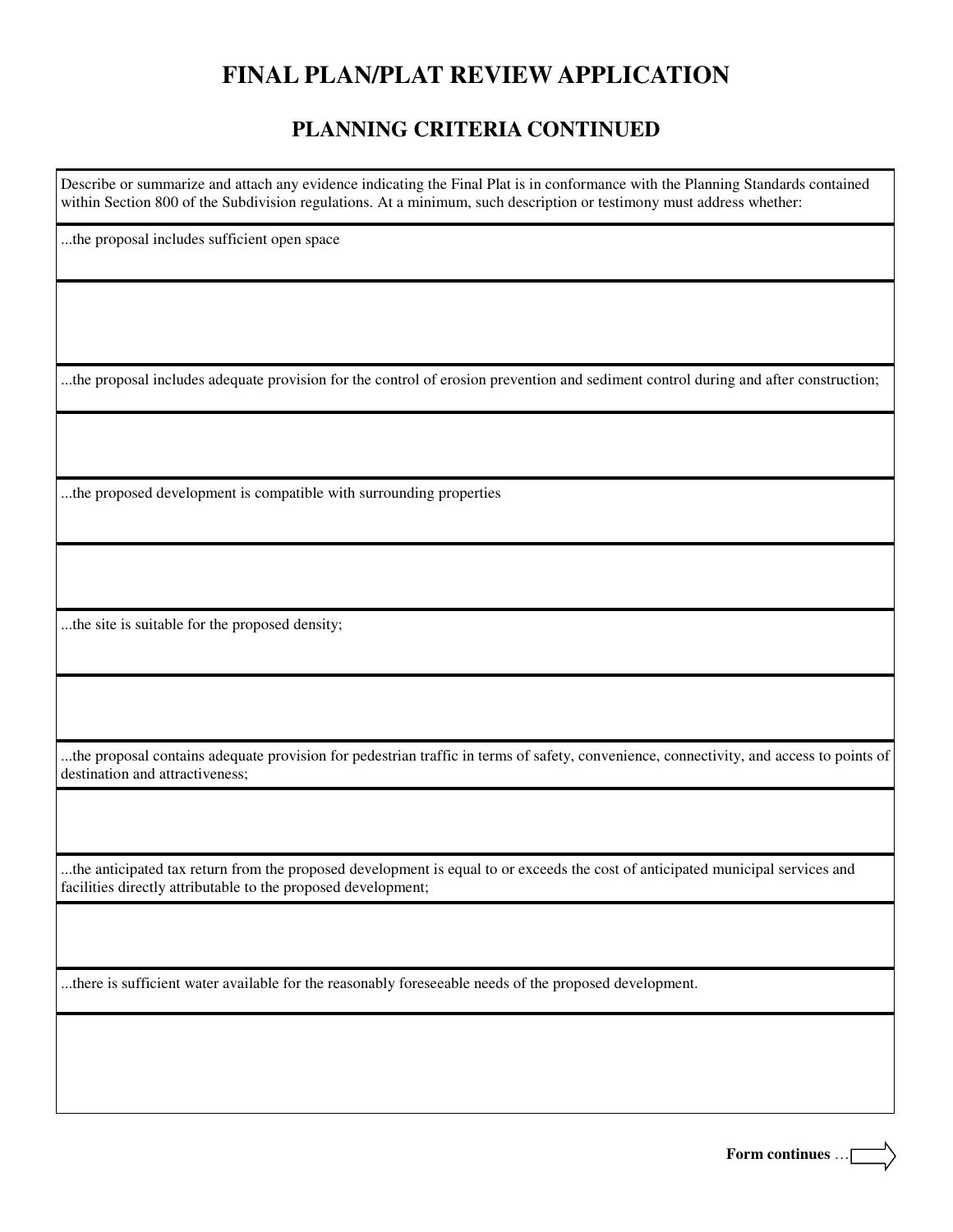# FINAL PLAN/PLAT REVIEW APPLICATION

## PLANNING CRITERIA CONTINUED

Describe or summarize and attach any evidence indicating the Final Plat is in conformance with the Planning Standards contained within Section 800 of the Subdivision regulations. At a minimum, such description or testimony must address whether:

...the proposal includes sufficient open space

...the proposal includes adequate provision for the control of erosion prevention and sediment control during and after construction;

...the proposed development is compatible with surrounding properties

...the site is suitable for the proposed density;

...the proposal contains adequate provision for pedestrian traffic in terms of safety, convenience, connectivity, and access to points of destination and attractiveness;

...the anticipated tax return from the proposed development is equal to or exceeds the cost of anticipated municipal services and facilities directly attributable to the proposed development;

...there is sufficient water available for the reasonably foreseeable needs of the proposed development.

**Form continues** …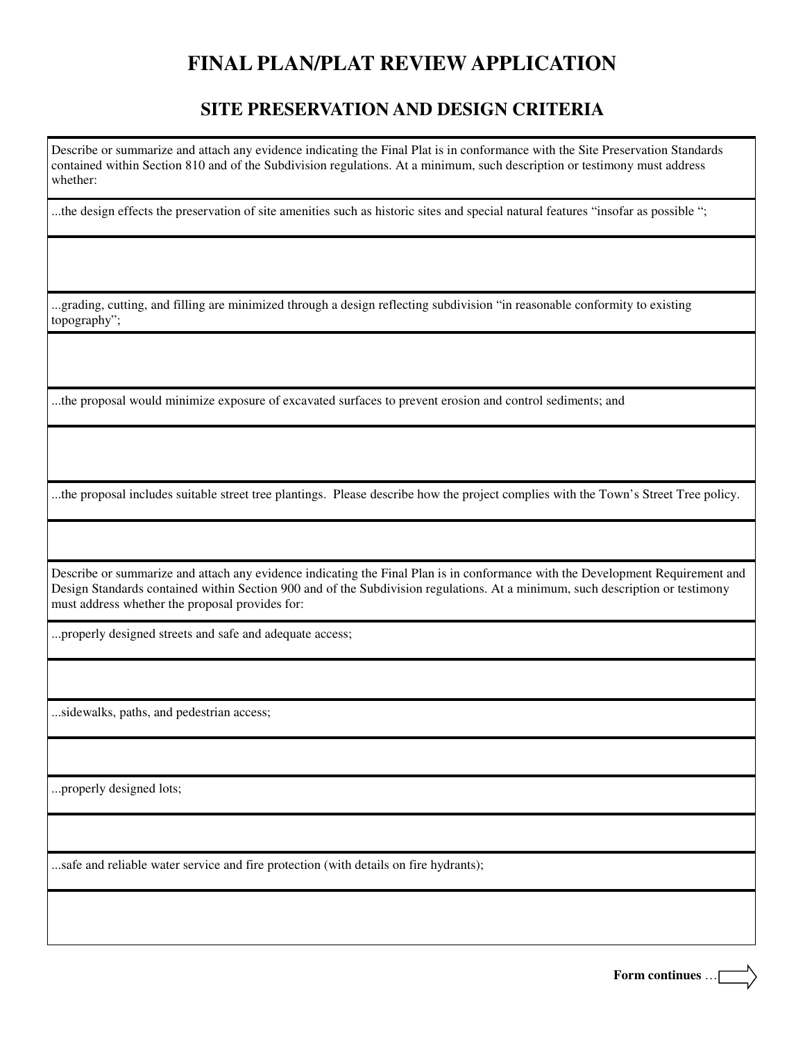# FINAL PLAN/PLAT REVIEW APPLICATION

## SITE PRESERVATION AND DESIGN CRITERIA

Describe or summarize and attach any evidence indicating the Final Plat is in conformance with the Site Preservation Standards contained within Section 810 and of the Subdivision regulations. At a minimum, such description or testimony must address whether:

...the design effects the preservation of site amenities such as historic sites and special natural features "insofar as possible ";

...grading, cutting, and filling are minimized through a design reflecting subdivision "in reasonable conformity to existing topography";

...the proposal would minimize exposure of excavated surfaces to prevent erosion and control sediments; and

...the proposal includes suitable street tree plantings. Please describe how the project complies with the Town's Street Tree policy.

Describe or summarize and attach any evidence indicating the Final Plan is in conformance with the Development Requirement and Design Standards contained within Section 900 and of the Subdivision regulations. At a minimum, such description or testimony must address whether the proposal provides for:

...properly designed streets and safe and adequate access;

...sidewalks, paths, and pedestrian access;

...properly designed lots;

...safe and reliable water service and fire protection (with details on fire hydrants);

**Form continues** …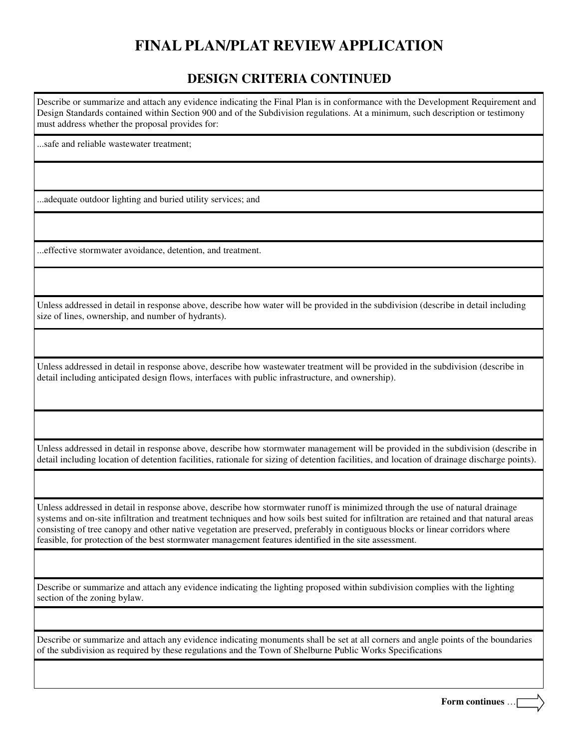# FINAL PLAN/PLAT REVIEW APPLICATION

## DESIGN CRITERIA CONTINUED

Describe or summarize and attach any evidence indicating the Final Plan is in conformance with the Development Requirement and Design Standards contained within Section 900 and of the Subdivision regulations. At a minimum, such description or testimony must address whether the proposal provides for:

...safe and reliable wastewater treatment;

...adequate outdoor lighting and buried utility services; and

...effective stormwater avoidance, detention, and treatment.

Unless addressed in detail in response above, describe how water will be provided in the subdivision (describe in detail including size of lines, ownership, and number of hydrants).

Unless addressed in detail in response above, describe how wastewater treatment will be provided in the subdivision (describe in detail including anticipated design flows, interfaces with public infrastructure, and ownership).

Unless addressed in detail in response above, describe how stormwater management will be provided in the subdivision (describe in detail including location of detention facilities, rationale for sizing of detention facilities, and location of drainage discharge points).

Unless addressed in detail in response above, describe how stormwater runoff is minimized through the use of natural drainage systems and on-site infiltration and treatment techniques and how soils best suited for infiltration are retained and that natural areas consisting of tree canopy and other native vegetation are preserved, preferably in contiguous blocks or linear corridors where feasible, for protection of the best stormwater management features identified in the site assessment.

Describe or summarize and attach any evidence indicating the lighting proposed within subdivision complies with the lighting section of the zoning bylaw.

Describe or summarize and attach any evidence indicating monuments shall be set at all corners and angle points of the boundaries of the subdivision as required by these regulations and the Town of Shelburne Public Works Specifications

**Form continues** …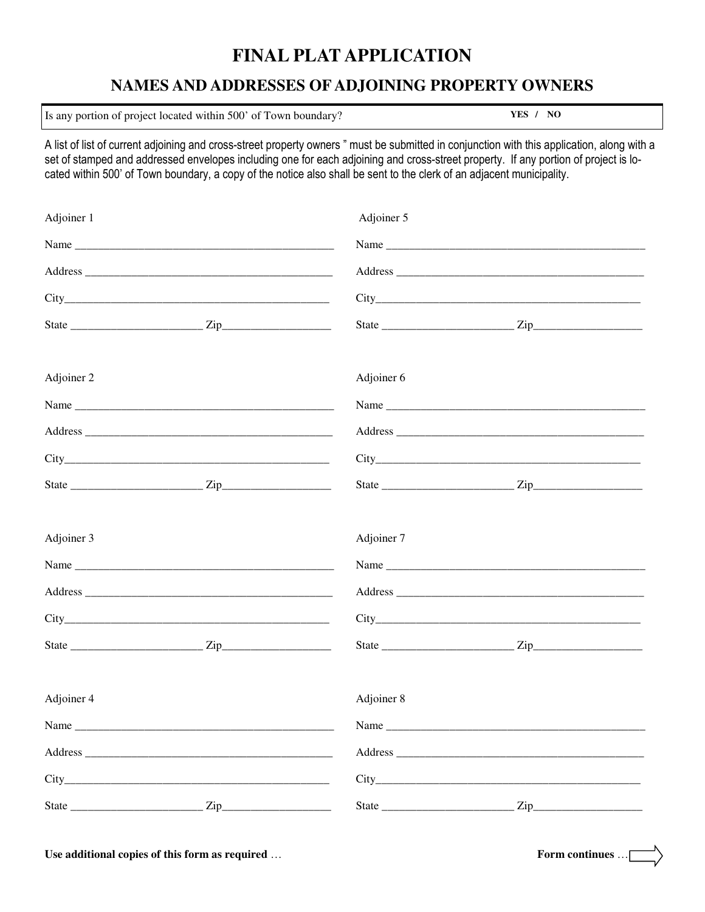# FINAL PLAT APPLICATION

## NAMES AND ADDRESSES OF ADJOINING PROPERTY OWNERS

| Is any portion of project located within 500' of Town boundary? | YES / NO |
|---|---|

A list of list of current adjoining and cross-street property owners " must be submitted in conjunction with this application, along with a set of stamped and addressed envelopes including one for each adjoining and cross-street property. If any portion of project is located within 500' of Town boundary, a copy of the notice also shall be sent to the clerk of an adjacent municipality.

Adjoiner 1

Name ______________________________________________

Address ____________________________________________

City_______________________________________________

State ______________________ Zip___________________

Adjoiner 2

Name ______________________________________________

Address ____________________________________________

City_______________________________________________

State ______________________ Zip___________________

Adjoiner 3

Name ______________________________________________

Address ____________________________________________

City_______________________________________________

State ______________________ Zip___________________

Adjoiner 4

Name ______________________________________________

Address ____________________________________________

City_______________________________________________

State ______________________ Zip___________________

Adjoiner 5

Name ______________________________________________

Address ____________________________________________

City_______________________________________________

State ______________________ Zip___________________

Adjoiner 6

Name ______________________________________________

Address ____________________________________________

City_______________________________________________

State ______________________ Zip___________________

Adjoiner 7

Name ______________________________________________

Address ____________________________________________

City_______________________________________________

State ______________________ Zip___________________

Adjoiner 8

Name ______________________________________________

Address ____________________________________________

City_______________________________________________

State ______________________ Zip___________________

**Use additional copies of this form as required** …

**Form continues** …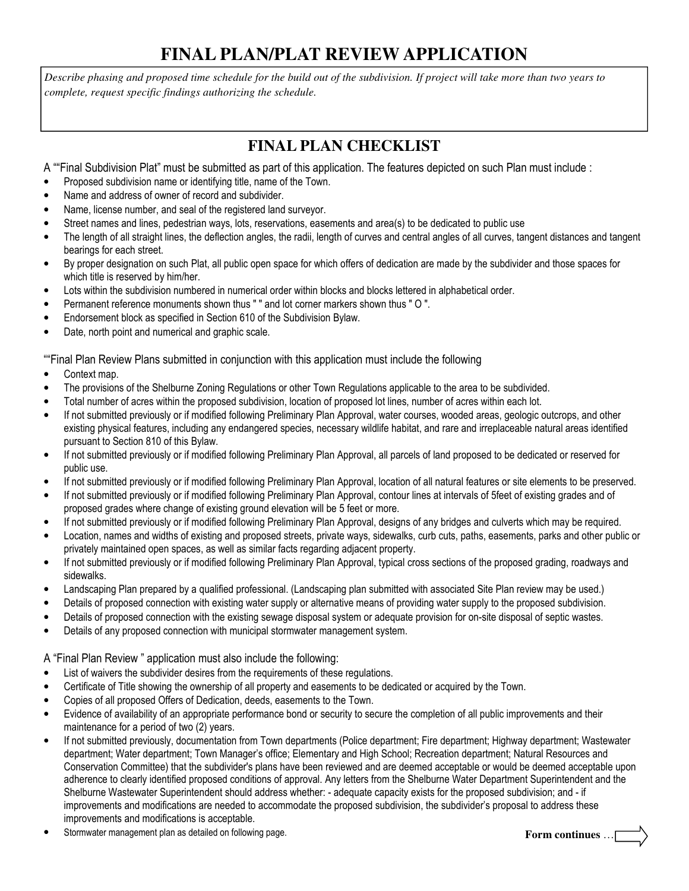# FINAL PLAN/PLAT REVIEW APPLICATION

*Describe phasing and proposed time schedule for the build out of the subdivision. If project will take more than two years to complete, request specific findings authorizing the schedule.*

## FINAL PLAN CHECKLIST

A ""Final Subdivision Plat" must be submitted as part of this application. The features depicted on such Plan must include :

- Proposed subdivision name or identifying title, name of the Town.
- Name and address of owner of record and subdivider.
- Name, license number, and seal of the registered land surveyor.
- Street names and lines, pedestrian ways, lots, reservations, easements and area(s) to be dedicated to public use
- The length of all straight lines, the deflection angles, the radii, length of curves and central angles of all curves, tangent distances and tangent bearings for each street.
- By proper designation on such Plat, all public open space for which offers of dedication are made by the subdivider and those spaces for which title is reserved by him/her.
- Lots within the subdivision numbered in numerical order within blocks and blocks lettered in alphabetical order.
- Permanent reference monuments shown thus " " and lot corner markers shown thus " O ".
- Endorsement block as specified in Section 610 of the Subdivision Bylaw.
- Date, north point and numerical and graphic scale.

""Final Plan Review Plans submitted in conjunction with this application must include the following

- Context map.
- The provisions of the Shelburne Zoning Regulations or other Town Regulations applicable to the area to be subdivided.
- Total number of acres within the proposed subdivision, location of proposed lot lines, number of acres within each lot.
- If not submitted previously or if modified following Preliminary Plan Approval, water courses, wooded areas, geologic outcrops, and other existing physical features, including any endangered species, necessary wildlife habitat, and rare and irreplaceable natural areas identified pursuant to Section 810 of this Bylaw.
- If not submitted previously or if modified following Preliminary Plan Approval, all parcels of land proposed to be dedicated or reserved for public use.
- If not submitted previously or if modified following Preliminary Plan Approval, location of all natural features or site elements to be preserved.
- If not submitted previously or if modified following Preliminary Plan Approval, contour lines at intervals of 5feet of existing grades and of proposed grades where change of existing ground elevation will be 5 feet or more.
- If not submitted previously or if modified following Preliminary Plan Approval, designs of any bridges and culverts which may be required.
- Location, names and widths of existing and proposed streets, private ways, sidewalks, curb cuts, paths, easements, parks and other public or privately maintained open spaces, as well as similar facts regarding adjacent property.
- If not submitted previously or if modified following Preliminary Plan Approval, typical cross sections of the proposed grading, roadways and sidewalks.
- Landscaping Plan prepared by a qualified professional. (Landscaping plan submitted with associated Site Plan review may be used.)
- Details of proposed connection with existing water supply or alternative means of providing water supply to the proposed subdivision.
- Details of proposed connection with the existing sewage disposal system or adequate provision for on-site disposal of septic wastes.
- Details of any proposed connection with municipal stormwater management system.

A "Final Plan Review " application must also include the following:

- List of waivers the subdivider desires from the requirements of these regulations.
- Certificate of Title showing the ownership of all property and easements to be dedicated or acquired by the Town.
- Copies of all proposed Offers of Dedication, deeds, easements to the Town.
- Evidence of availability of an appropriate performance bond or security to secure the completion of all public improvements and their maintenance for a period of two (2) years.
- If not submitted previously, documentation from Town departments (Police department; Fire department; Highway department; Wastewater department; Water department; Town Manager's office; Elementary and High School; Recreation department; Natural Resources and Conservation Committee) that the subdivider's plans have been reviewed and are deemed acceptable or would be deemed acceptable upon adherence to clearly identified proposed conditions of approval. Any letters from the Shelburne Water Department Superintendent and the Shelburne Wastewater Superintendent should address whether: - adequate capacity exists for the proposed subdivision; and - if improvements and modifications are needed to accommodate the proposed subdivision, the subdivider's proposal to address these improvements and modifications is acceptable.
- Stormwater management plan as detailed on following page.

**Form continues** …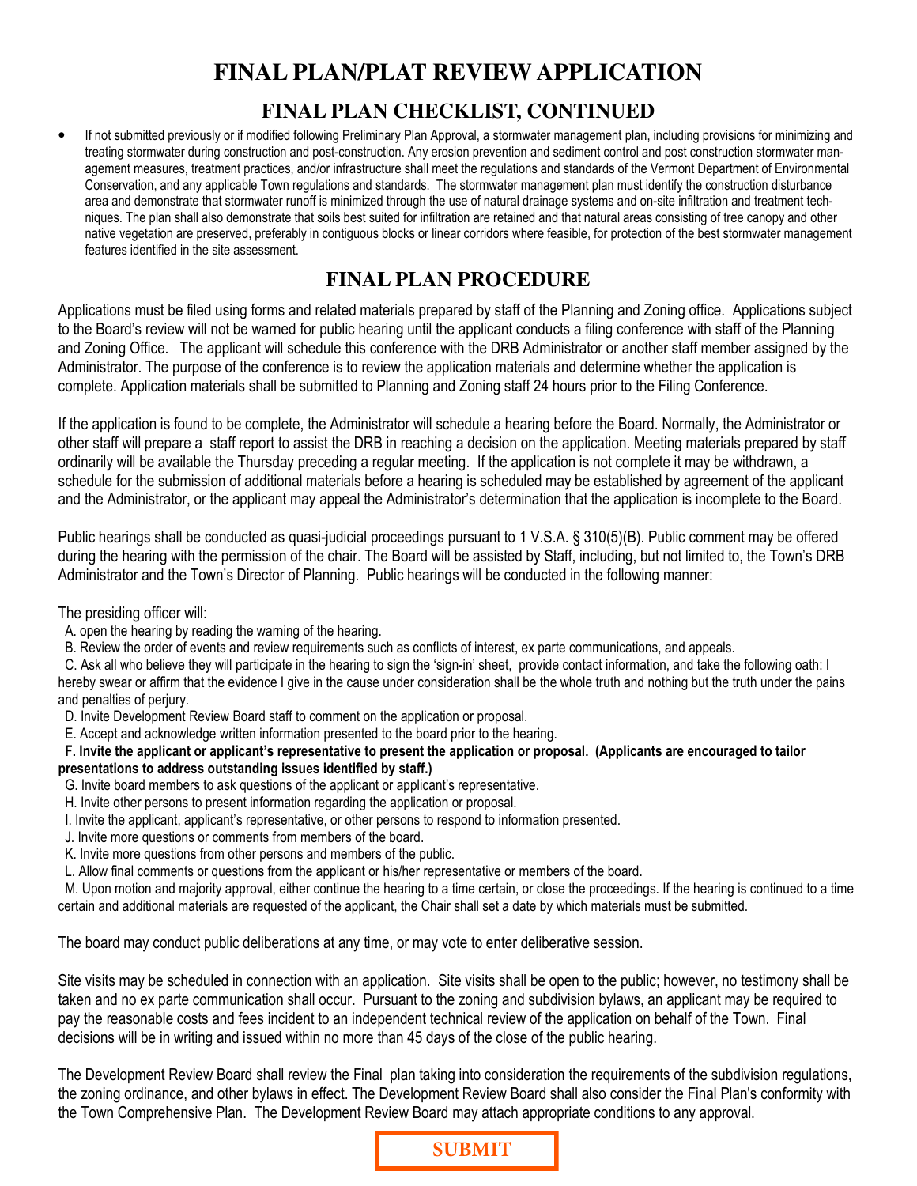# FINAL PLAN/PLAT REVIEW APPLICATION

## FINAL PLAN CHECKLIST, CONTINUED

- If not submitted previously or if modified following Preliminary Plan Approval, a stormwater management plan, including provisions for minimizing and treating stormwater during construction and post-construction. Any erosion prevention and sediment control and post construction stormwater management measures, treatment practices, and/or infrastructure shall meet the regulations and standards of the Vermont Department of Environmental Conservation, and any applicable Town regulations and standards. The stormwater management plan must identify the construction disturbance area and demonstrate that stormwater runoff is minimized through the use of natural drainage systems and on-site infiltration and treatment techniques. The plan shall also demonstrate that soils best suited for infiltration are retained and that natural areas consisting of tree canopy and other native vegetation are preserved, preferably in contiguous blocks or linear corridors where feasible, for protection of the best stormwater management features identified in the site assessment.

## FINAL PLAN PROCEDURE

Applications must be filed using forms and related materials prepared by staff of the Planning and Zoning office. Applications subject to the Board's review will not be warned for public hearing until the applicant conducts a filing conference with staff of the Planning and Zoning Office. The applicant will schedule this conference with the DRB Administrator or another staff member assigned by the Administrator. The purpose of the conference is to review the application materials and determine whether the application is complete. Application materials shall be submitted to Planning and Zoning staff 24 hours prior to the Filing Conference.

If the application is found to be complete, the Administrator will schedule a hearing before the Board. Normally, the Administrator or other staff will prepare a staff report to assist the DRB in reaching a decision on the application. Meeting materials prepared by staff ordinarily will be available the Thursday preceding a regular meeting. If the application is not complete it may be withdrawn, a schedule for the submission of additional materials before a hearing is scheduled may be established by agreement of the applicant and the Administrator, or the applicant may appeal the Administrator's determination that the application is incomplete to the Board.

Public hearings shall be conducted as quasi-judicial proceedings pursuant to 1 V.S.A. § 310(5)(B). Public comment may be offered during the hearing with the permission of the chair. The Board will be assisted by Staff, including, but not limited to, the Town's DRB Administrator and the Town's Director of Planning. Public hearings will be conducted in the following manner:

The presiding officer will:

A. open the hearing by reading the warning of the hearing.

B. Review the order of events and review requirements such as conflicts of interest, ex parte communications, and appeals.

C. Ask all who believe they will participate in the hearing to sign the 'sign-in' sheet, provide contact information, and take the following oath: I hereby swear or affirm that the evidence I give in the cause under consideration shall be the whole truth and nothing but the truth under the pains and penalties of perjury.

D. Invite Development Review Board staff to comment on the application or proposal.

E. Accept and acknowledge written information presented to the board prior to the hearing.

**F. Invite the applicant or applicant's representative to present the application or proposal. (Applicants are encouraged to tailor presentations to address outstanding issues identified by staff.)**

G. Invite board members to ask questions of the applicant or applicant's representative.

H. Invite other persons to present information regarding the application or proposal.

I. Invite the applicant, applicant's representative, or other persons to respond to information presented.

J. Invite more questions or comments from members of the board.

K. Invite more questions from other persons and members of the public.

L. Allow final comments or questions from the applicant or his/her representative or members of the board.

M. Upon motion and majority approval, either continue the hearing to a time certain, or close the proceedings. If the hearing is continued to a time certain and additional materials are requested of the applicant, the Chair shall set a date by which materials must be submitted.

The board may conduct public deliberations at any time, or may vote to enter deliberative session.

Site visits may be scheduled in connection with an application. Site visits shall be open to the public; however, no testimony shall be taken and no ex parte communication shall occur. Pursuant to the zoning and subdivision bylaws, an applicant may be required to pay the reasonable costs and fees incident to an independent technical review of the application on behalf of the Town. Final decisions will be in writing and issued within no more than 45 days of the close of the public hearing.

The Development Review Board shall review the Final plan taking into consideration the requirements of the subdivision regulations, the zoning ordinance, and other bylaws in effect. The Development Review Board shall also consider the Final Plan's conformity with the Town Comprehensive Plan. The Development Review Board may attach appropriate conditions to any approval.

SUBMIT